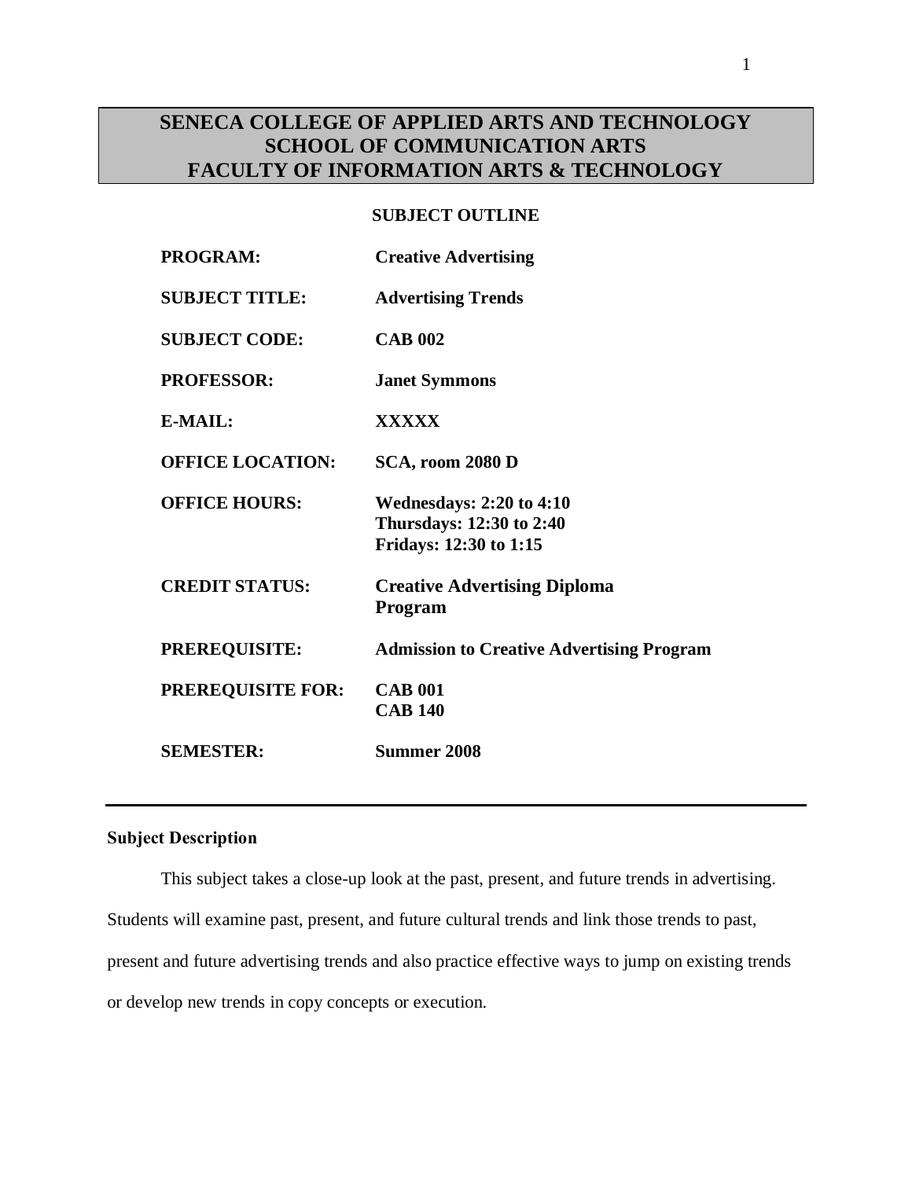# SENECA COLLEGE OF APPLIED ARTS AND TECHNOLOGY
# SCHOOL OF COMMUNICATION ARTS
# FACULTY OF INFORMATION ARTS & TECHNOLOGY

## SUBJECT OUTLINE

| | |
|---|---|
| **PROGRAM:** | **Creative Advertising** |
| **SUBJECT TITLE:** | **Advertising Trends** |
| **SUBJECT CODE:** | **CAB 002** |
| **PROFESSOR:** | **Janet Symmons** |
| **E-MAIL:** | **XXXXX** |
| **OFFICE LOCATION:** | **SCA, room 2080 D** |
| **OFFICE HOURS:** | **Wednesdays: 2:20 to 4:10**<br>**Thursdays: 12:30 to 2:40**<br>**Fridays: 12:30 to 1:15** |
| **CREDIT STATUS:** | **Creative Advertising Diploma Program** |
| **PREREQUISITE:** | **Admission to Creative Advertising Program** |
| **PREREQUISITE FOR:** | **CAB 001**<br>**CAB 140** |
| **SEMESTER:** | **Summer 2008** |

---

### Subject Description

This subject takes a close-up look at the past, present, and future trends in advertising. Students will examine past, present, and future cultural trends and link those trends to past, present and future advertising trends and also practice effective ways to jump on existing trends or develop new trends in copy concepts or execution.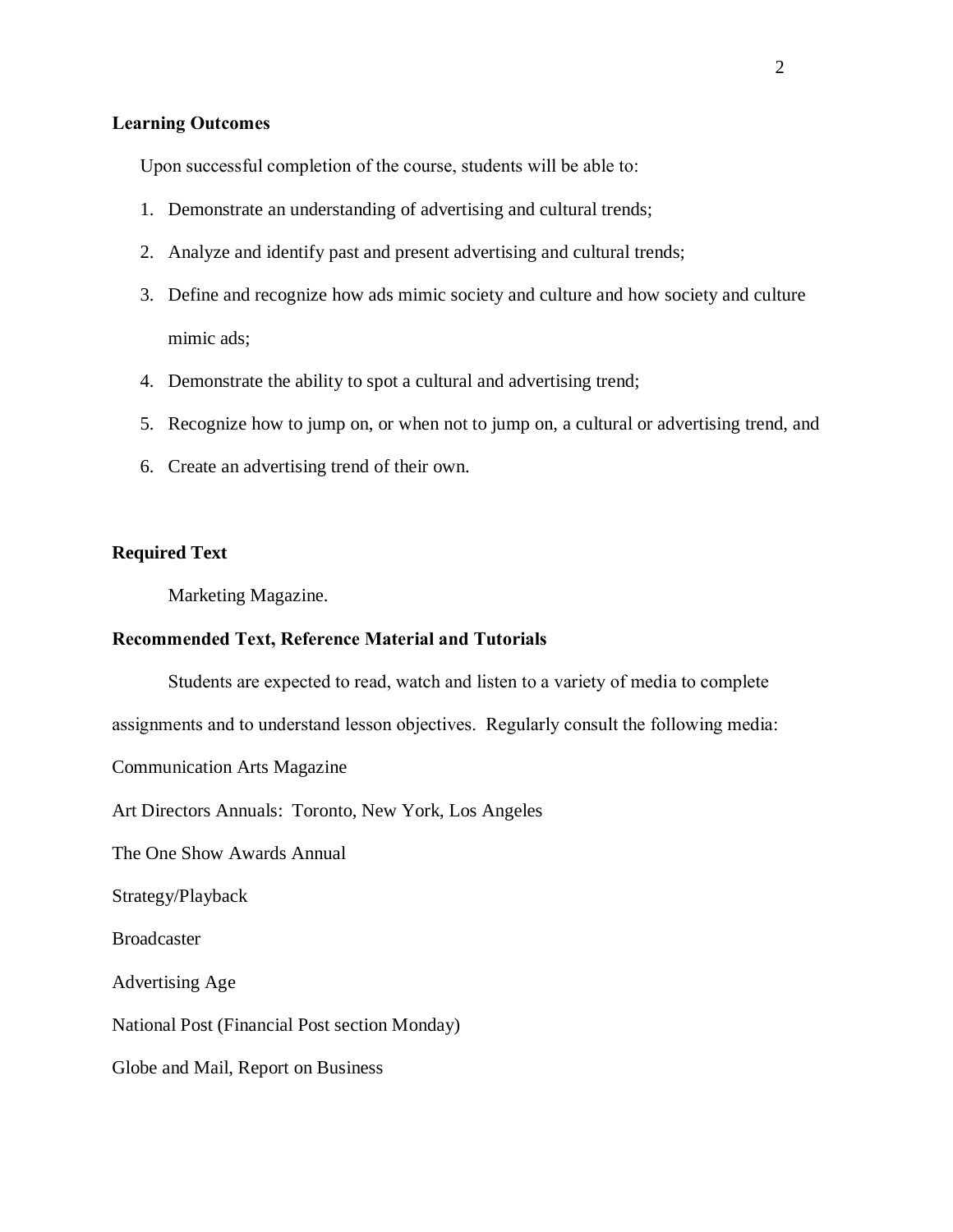**Learning Outcomes**

Upon successful completion of the course, students will be able to:

1. Demonstrate an understanding of advertising and cultural trends;
2. Analyze and identify past and present advertising and cultural trends;
3. Define and recognize how ads mimic society and culture and how society and culture mimic ads;
4. Demonstrate the ability to spot a cultural and advertising trend;
5. Recognize how to jump on, or when not to jump on, a cultural or advertising trend, and
6. Create an advertising trend of their own.

**Required Text**

Marketing Magazine.

**Recommended Text, Reference Material and Tutorials**

Students are expected to read, watch and listen to a variety of media to complete assignments and to understand lesson objectives. Regularly consult the following media:

Communication Arts Magazine

Art Directors Annuals: Toronto, New York, Los Angeles

The One Show Awards Annual

Strategy/Playback

Broadcaster

Advertising Age

National Post (Financial Post section Monday)

Globe and Mail, Report on Business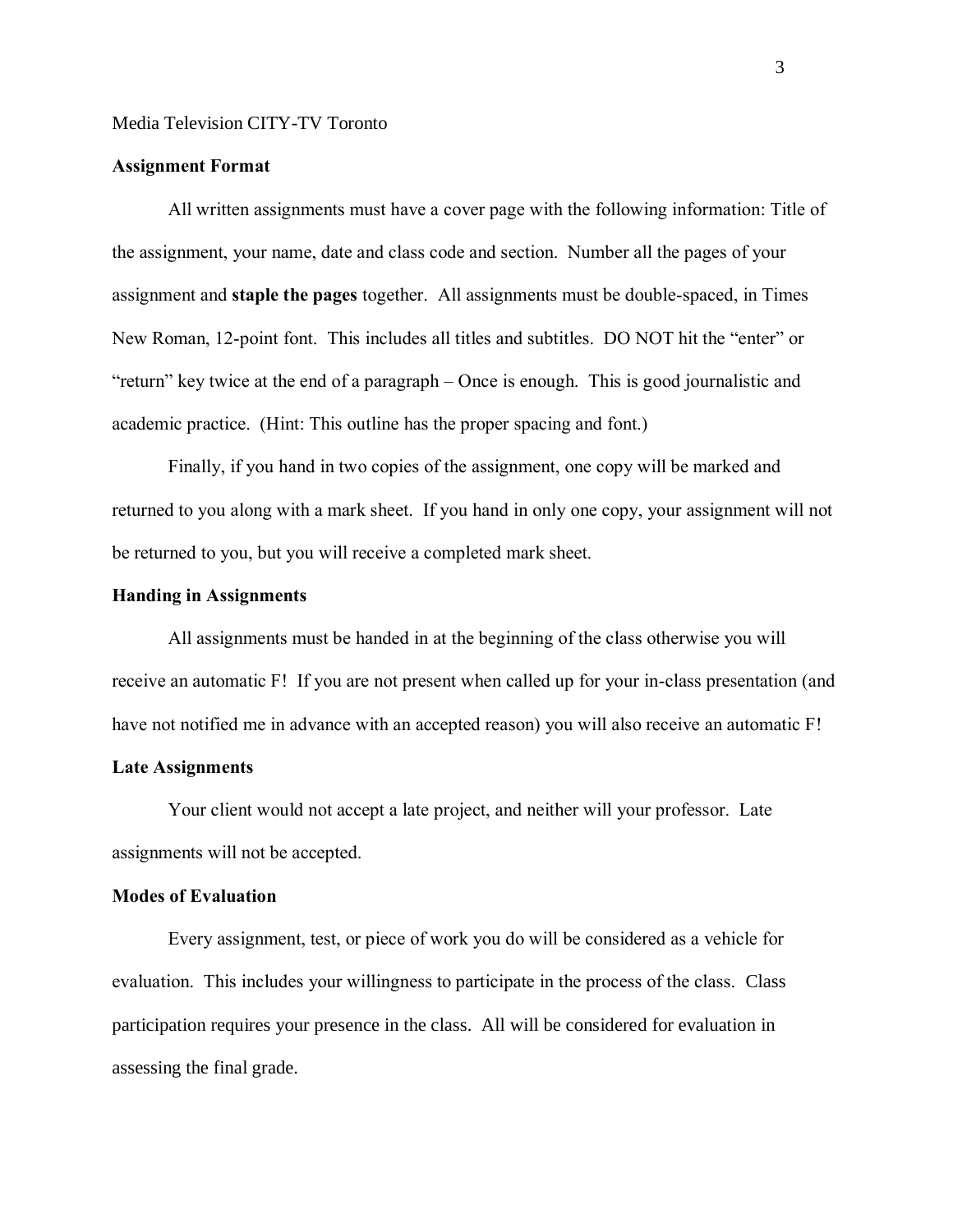Media Television CITY-TV Toronto

**Assignment Format**

All written assignments must have a cover page with the following information: Title of the assignment, your name, date and class code and section. Number all the pages of your assignment and **staple the pages** together. All assignments must be double-spaced, in Times New Roman, 12-point font. This includes all titles and subtitles. DO NOT hit the "enter" or "return" key twice at the end of a paragraph – Once is enough. This is good journalistic and academic practice. (Hint: This outline has the proper spacing and font.)

Finally, if you hand in two copies of the assignment, one copy will be marked and returned to you along with a mark sheet. If you hand in only one copy, your assignment will not be returned to you, but you will receive a completed mark sheet.

**Handing in Assignments**

All assignments must be handed in at the beginning of the class otherwise you will receive an automatic F! If you are not present when called up for your in-class presentation (and have not notified me in advance with an accepted reason) you will also receive an automatic F!

**Late Assignments**

Your client would not accept a late project, and neither will your professor. Late assignments will not be accepted.

**Modes of Evaluation**

Every assignment, test, or piece of work you do will be considered as a vehicle for evaluation. This includes your willingness to participate in the process of the class. Class participation requires your presence in the class. All will be considered for evaluation in assessing the final grade.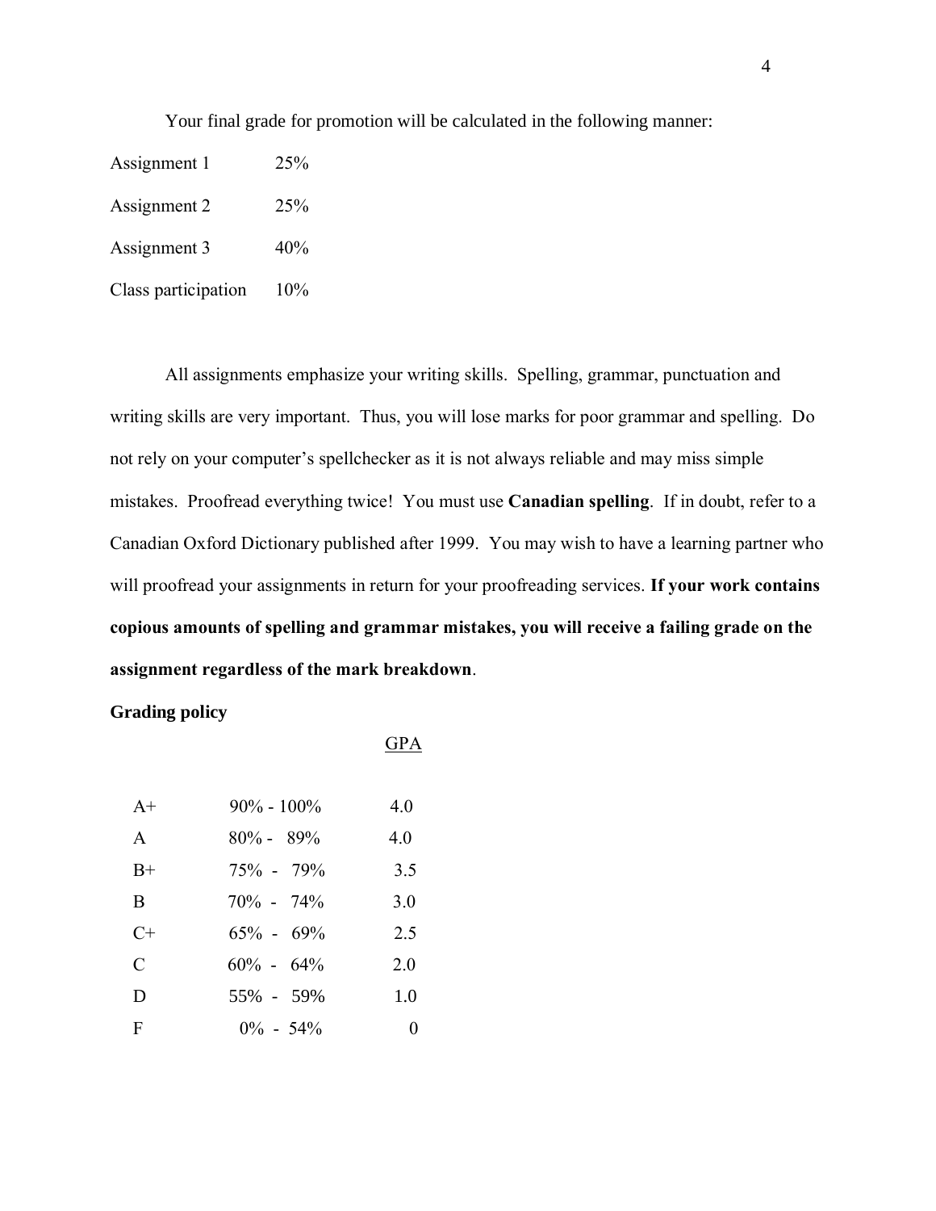Your final grade for promotion will be calculated in the following manner:

| Assignment 1 | 25% |
|---|---|
| Assignment 2 | 25% |
| Assignment 3 | 40% |
| Class participation | 10% |

All assignments emphasize your writing skills. Spelling, grammar, punctuation and writing skills are very important. Thus, you will lose marks for poor grammar and spelling. Do not rely on your computer's spellchecker as it is not always reliable and may miss simple mistakes. Proofread everything twice! You must use **Canadian spelling**. If in doubt, refer to a Canadian Oxford Dictionary published after 1999. You may wish to have a learning partner who will proofread your assignments in return for your proofreading services. **If your work contains copious amounts of spelling and grammar mistakes, you will receive a failing grade on the assignment regardless of the mark breakdown**.

**Grading policy**

| | | GPA |
|---|---|---|
| A+ | 90% - 100% | 4.0 |
| A | 80% - 89% | 4.0 |
| B+ | 75% - 79% | 3.5 |
| B | 70% - 74% | 3.0 |
| C+ | 65% - 69% | 2.5 |
| C | 60% - 64% | 2.0 |
| D | 55% - 59% | 1.0 |
| F | 0% - 54% | 0 |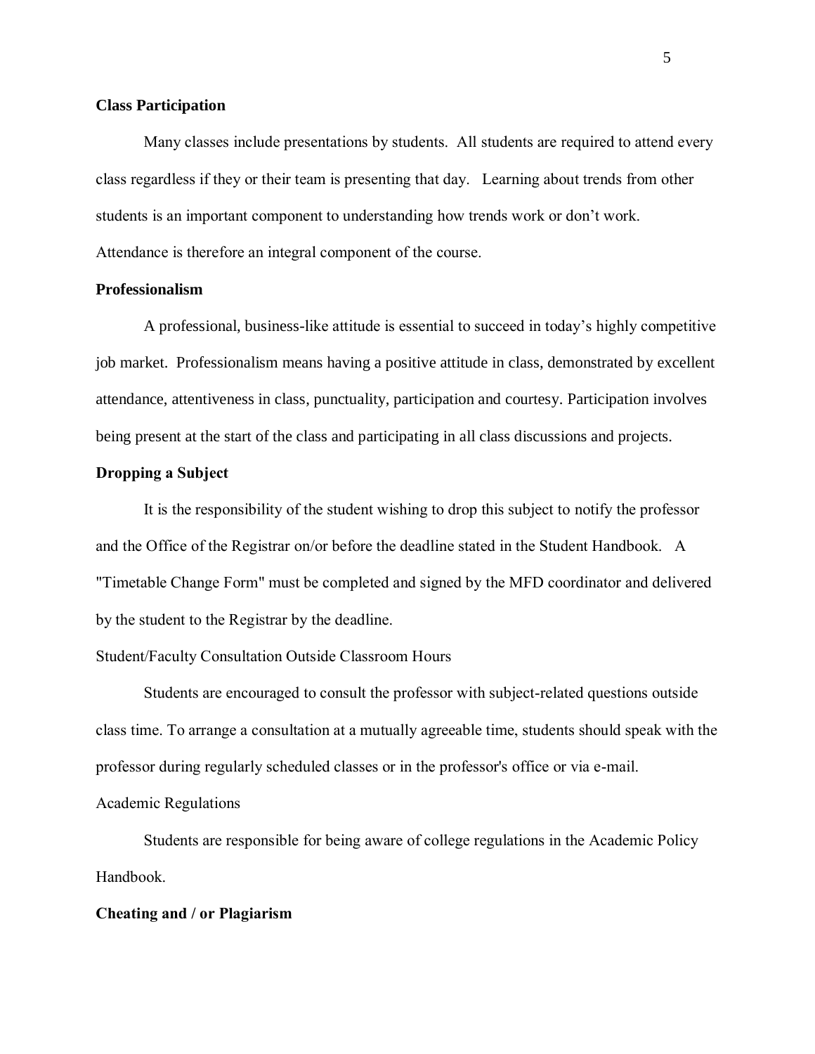**Class Participation**

Many classes include presentations by students. All students are required to attend every class regardless if they or their team is presenting that day. Learning about trends from other students is an important component to understanding how trends work or don't work. Attendance is therefore an integral component of the course.

**Professionalism**

A professional, business-like attitude is essential to succeed in today's highly competitive job market. Professionalism means having a positive attitude in class, demonstrated by excellent attendance, attentiveness in class, punctuality, participation and courtesy. Participation involves being present at the start of the class and participating in all class discussions and projects.

**Dropping a Subject**

It is the responsibility of the student wishing to drop this subject to notify the professor and the Office of the Registrar on/or before the deadline stated in the Student Handbook. A "Timetable Change Form" must be completed and signed by the MFD coordinator and delivered by the student to the Registrar by the deadline.

Student/Faculty Consultation Outside Classroom Hours

Students are encouraged to consult the professor with subject-related questions outside class time. To arrange a consultation at a mutually agreeable time, students should speak with the professor during regularly scheduled classes or in the professor's office or via e-mail.

Academic Regulations

Students are responsible for being aware of college regulations in the Academic Policy Handbook.

**Cheating and / or Plagiarism**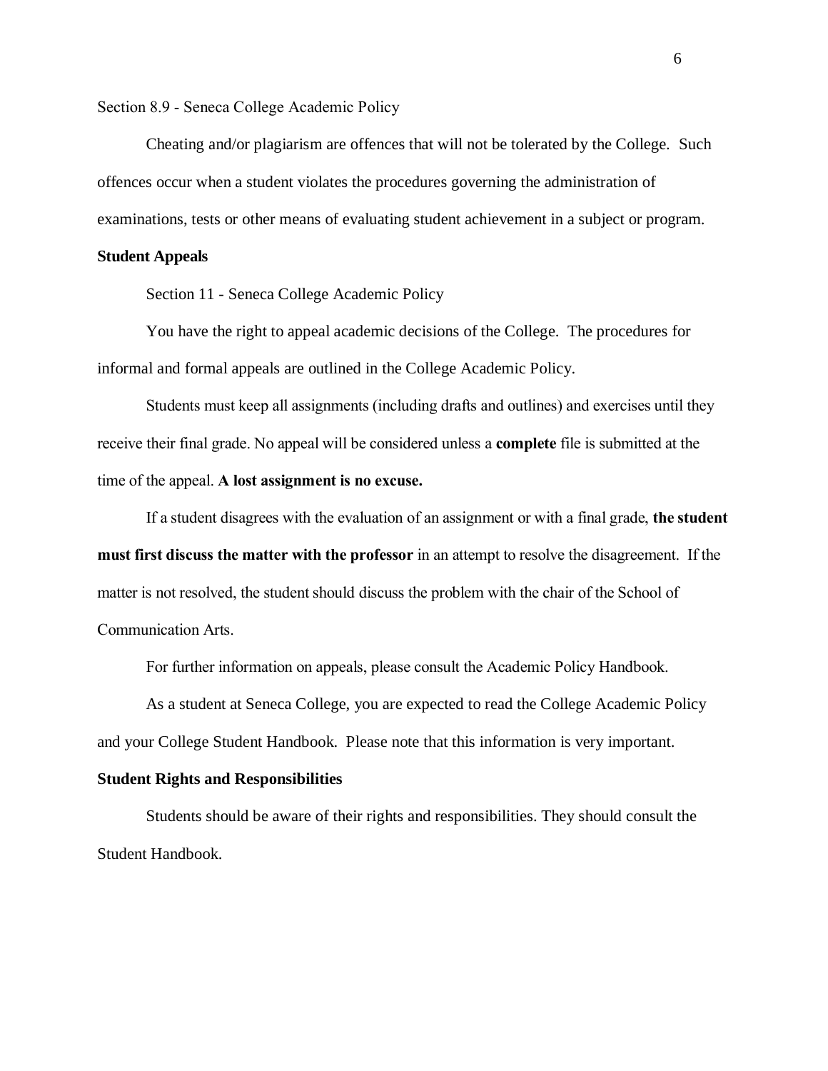Section 8.9 - Seneca College Academic Policy

Cheating and/or plagiarism are offences that will not be tolerated by the College. Such offences occur when a student violates the procedures governing the administration of examinations, tests or other means of evaluating student achievement in a subject or program.

## Student Appeals

Section 11 - Seneca College Academic Policy

You have the right to appeal academic decisions of the College. The procedures for informal and formal appeals are outlined in the College Academic Policy.

Students must keep all assignments (including drafts and outlines) and exercises until they receive their final grade. No appeal will be considered unless a **complete** file is submitted at the time of the appeal. **A lost assignment is no excuse.**

If a student disagrees with the evaluation of an assignment or with a final grade, **the student must first discuss the matter with the professor** in an attempt to resolve the disagreement. If the matter is not resolved, the student should discuss the problem with the chair of the School of Communication Arts.

For further information on appeals, please consult the Academic Policy Handbook.

As a student at Seneca College, you are expected to read the College Academic Policy and your College Student Handbook. Please note that this information is very important.

## Student Rights and Responsibilities

Students should be aware of their rights and responsibilities. They should consult the Student Handbook.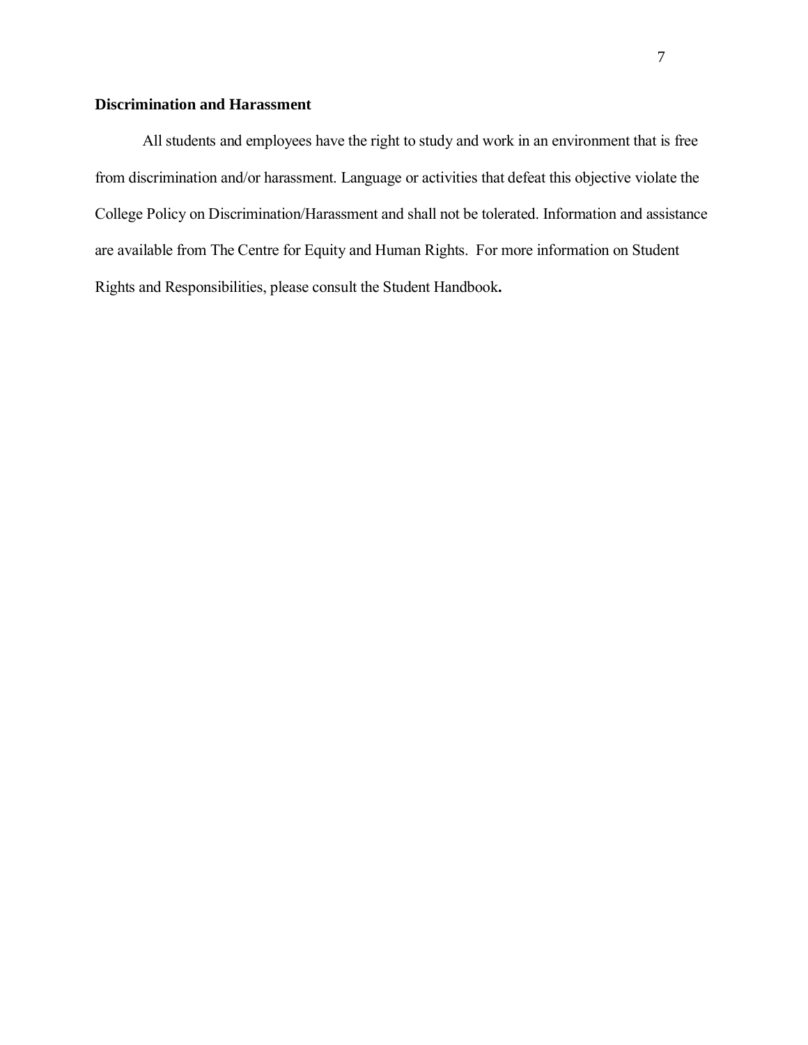**Discrimination and Harassment**

All students and employees have the right to study and work in an environment that is free from discrimination and/or harassment. Language or activities that defeat this objective violate the College Policy on Discrimination/Harassment and shall not be tolerated. Information and assistance are available from The Centre for Equity and Human Rights. For more information on Student Rights and Responsibilities, please consult the Student Handbook.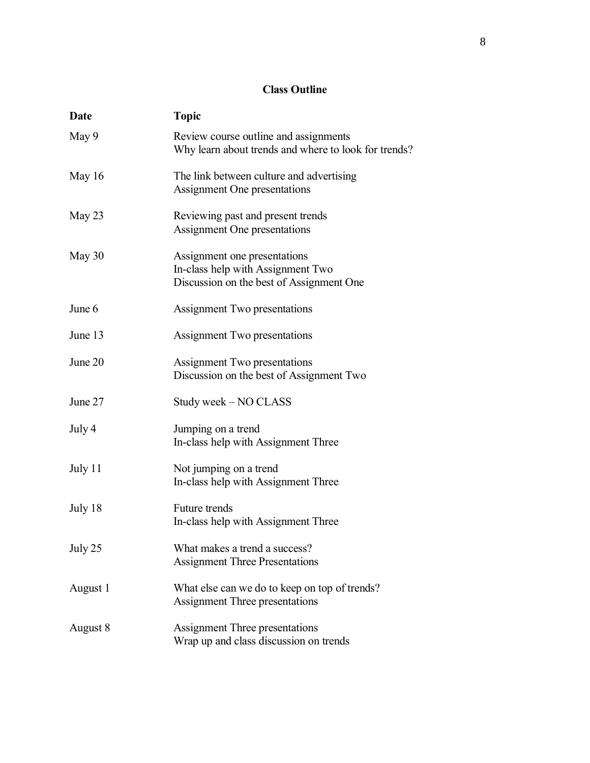## Class Outline

| Date | Topic |
| --- | --- |
| May 9 | Review course outline and assignments<br>Why learn about trends and where to look for trends? |
| May 16 | The link between culture and advertising<br>Assignment One presentations |
| May 23 | Reviewing past and present trends<br>Assignment One presentations |
| May 30 | Assignment one presentations<br>In-class help with Assignment Two<br>Discussion on the best of Assignment One |
| June 6 | Assignment Two presentations |
| June 13 | Assignment Two presentations |
| June 20 | Assignment Two presentations<br>Discussion on the best of Assignment Two |
| June 27 | Study week – NO CLASS |
| July 4 | Jumping on a trend<br>In-class help with Assignment Three |
| July 11 | Not jumping on a trend<br>In-class help with Assignment Three |
| July 18 | Future trends<br>In-class help with Assignment Three |
| July 25 | What makes a trend a success?<br>Assignment Three Presentations |
| August 1 | What else can we do to keep on top of trends?<br>Assignment Three presentations |
| August 8 | Assignment Three presentations<br>Wrap up and class discussion on trends |